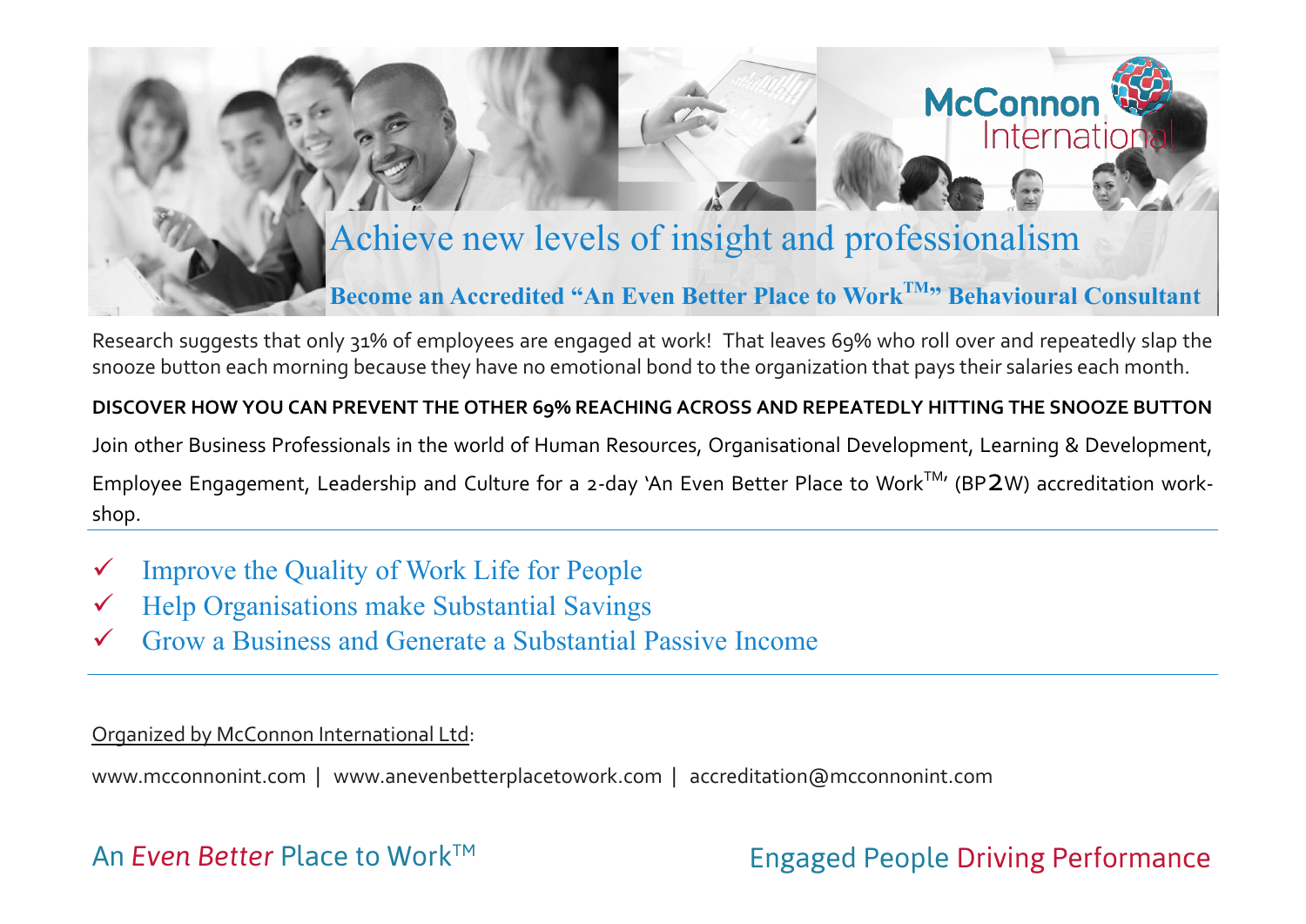McConnon International

# Achieve new levels of insight and professionalism

## Become an Accredited "An Even Better Place to Work™" Behavioural Consultant

Research suggests that only 31% of employees are engaged at work! That leaves 69% who roll over and repeatedly slap the snooze button each morning because they have no emotional bond to the organization that pays their salaries each month.

**DISCOVER HOW YOU CAN PREVENT THE OTHER 69% REACHING ACROSS AND REPEATEDLY HITTING THE SNOOZE BUTTON**

Join other Business Professionals in the world of Human Resources, Organisational Development, Learning & Development, Employee Engagement, Leadership and Culture for a 2-day 'An Even Better Place to Work™' (BP2W) accreditation workshop.

---

- ✓ Improve the Quality of Work Life for People
- ✓ Help Organisations make Substantial Savings
- ✓ Grow a Business and Generate a Substantial Passive Income

---

Organized by McConnon International Ltd:

www.mcconnonint.com | www.anevenbetterplacetowork.com | accreditation@mcconnonint.com

An *Even Better* Place to Work™

Engaged People Driving Performance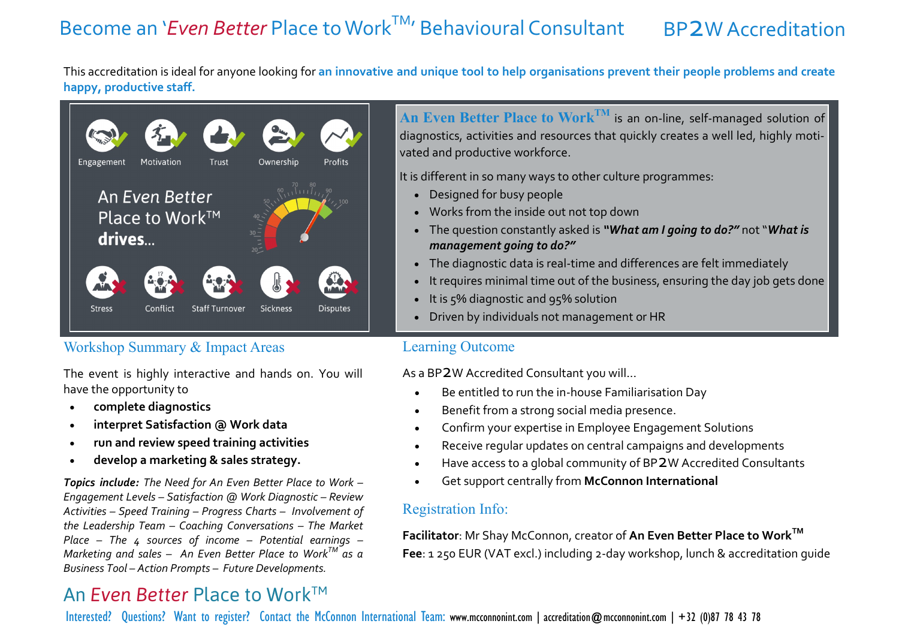# Become an '*Even Better* Place to Work™' Behavioural Consultant — BP2W Accreditation

This accreditation is ideal for anyone looking for **an innovative and unique tool to help organisations prevent their people problems and create happy, productive staff.**

Engagement
Motivation
Trust
Ownership
Profits

An *Even Better* Place to Work™ **drives...**

20 30 40 50 60 70 80 90 100

Stress
Conflict
Staff Turnover
Sickness
Disputes

**An Even Better Place to Work™** is an on-line, self-managed solution of diagnostics, activities and resources that quickly creates a well led, highly motivated and productive workforce.

It is different in so many ways to other culture programmes:

- Designed for busy people
- Works from the inside out not top down
- The question constantly asked is ***"What am I going to do?"*** not "***What is management going to do?"***
- The diagnostic data is real-time and differences are felt immediately
- It requires minimal time out of the business, ensuring the day job gets done
- It is 5% diagnostic and 95% solution
- Driven by individuals not management or HR

## Workshop Summary & Impact Areas

The event is highly interactive and hands on. You will have the opportunity to

- **complete diagnostics**
- **interpret Satisfaction @ Work data**
- **run and review speed training activities**
- **develop a marketing & sales strategy.**

***Topics include:*** *The Need for An Even Better Place to Work – Engagement Levels – Satisfaction @ Work Diagnostic – Review Activities – Speed Training – Progress Charts – Involvement of the Leadership Team – Coaching Conversations – The Market Place – The 4 sources of income – Potential earnings – Marketing and sales – An Even Better Place to Work™ as a Business Tool – Action Prompts – Future Developments.*

## Learning Outcome

As a BP2W Accredited Consultant you will...

- Be entitled to run the in-house Familiarisation Day
- Benefit from a strong social media presence.
- Confirm your expertise in Employee Engagement Solutions
- Receive regular updates on central campaigns and developments
- Have access to a global community of BP2W Accredited Consultants
- Get support centrally from **McConnon International**

## Registration Info:

**Facilitator**: Mr Shay McConnon, creator of **An Even Better Place to Work™**
**Fee**: 1 250 EUR (VAT excl.) including 2-day workshop, lunch & accreditation guide

# An *Even Better* Place to Work™

Interested? Questions? Want to register? Contact the McConnon International Team: www.mcconnonint.com | accreditation@mcconnonint.com | +32 (0)87 78 43 78